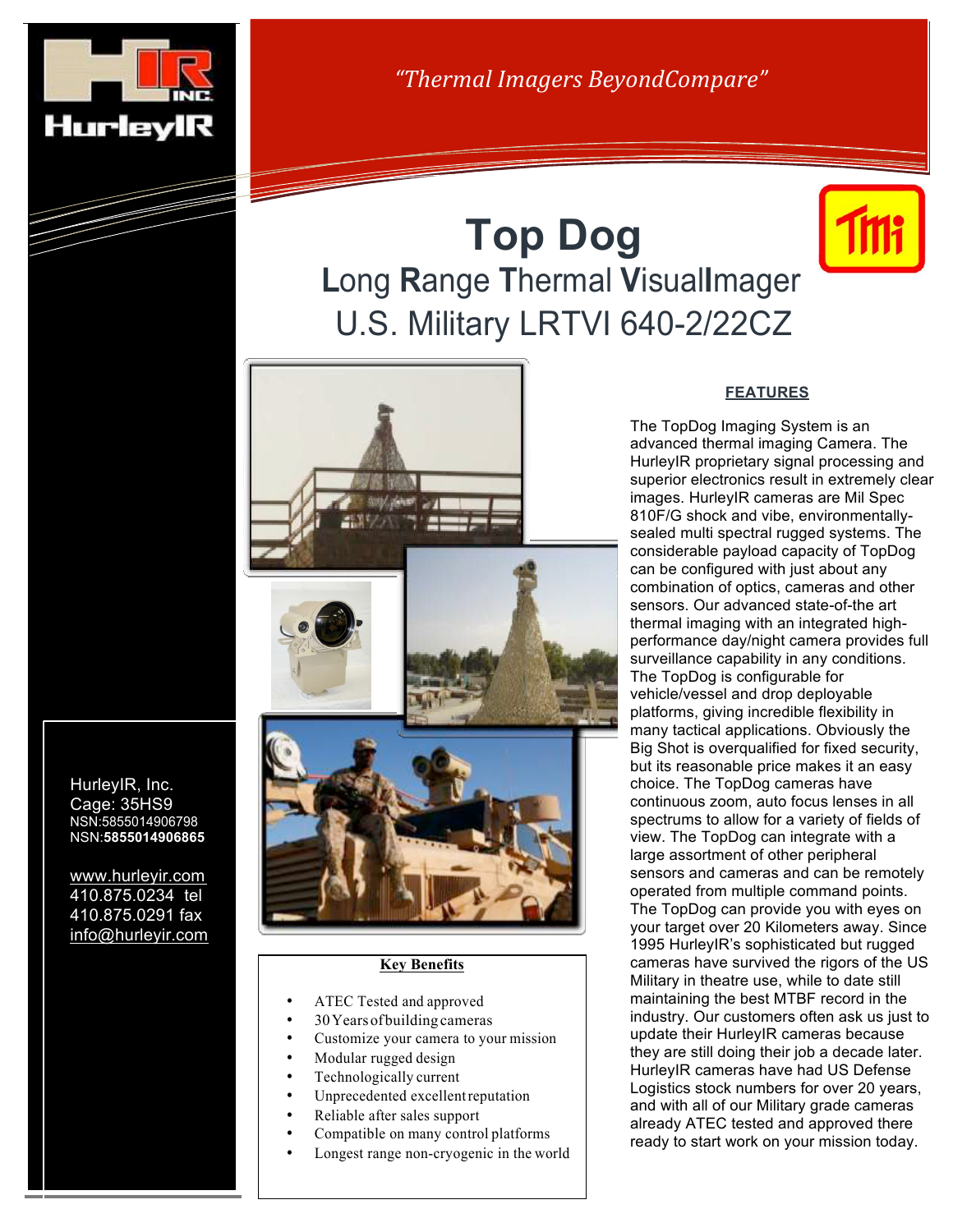HurleyIR

*"Thermal Imagers BeyondCompare"*

# Top Dog

## Long Range Thermal VisualImager

## U.S. Military LRTVI 640-2/22CZ

### FEATURES

The TopDog Imaging System is an advanced thermal imaging Camera. The HurleyIR proprietary signal processing and superior electronics result in extremely clear images. HurleyIR cameras are Mil Spec 810F/G shock and vibe, environmentally-sealed multi spectral rugged systems. The considerable payload capacity of TopDog can be configured with just about any combination of optics, cameras and other sensors. Our advanced state-of-the art thermal imaging with an integrated high-performance day/night camera provides full surveillance capability in any conditions. The TopDog is configurable for vehicle/vessel and drop deployable platforms, giving incredible flexibility in many tactical applications. Obviously the Big Shot is overqualified for fixed security, but its reasonable price makes it an easy choice. The TopDog cameras have continuous zoom, auto focus lenses in all spectrums to allow for a variety of fields of view. The TopDog can integrate with a large assortment of other peripheral sensors and cameras and can be remotely operated from multiple command points. The TopDog can provide you with eyes on your target over 20 Kilometers away. Since 1995 HurleyIR's sophisticated but rugged cameras have survived the rigors of the US Military in theatre use, while to date still maintaining the best MTBF record in the industry. Our customers often ask us just to update their HurleyIR cameras because they are still doing their job a decade later. HurleyIR cameras have had US Defense Logistics stock numbers for over 20 years, and with all of our Military grade cameras already ATEC tested and approved there ready to start work on your mission today.

### Key Benefits

- ATEC Tested and approved
- 30 Years of building cameras
- Customize your camera to your mission
- Modular rugged design
- Technologically current
- Unprecedented excellent reputation
- Reliable after sales support
- Compatible on many control platforms
- Longest range non-cryogenic in the world

HurleyIR, Inc.
Cage: 35HS9
NSN:5855014906798
NSN:**5855014906865**

www.hurleyir.com
410.875.0234 tel
410.875.0291 fax
info@hurleyir.com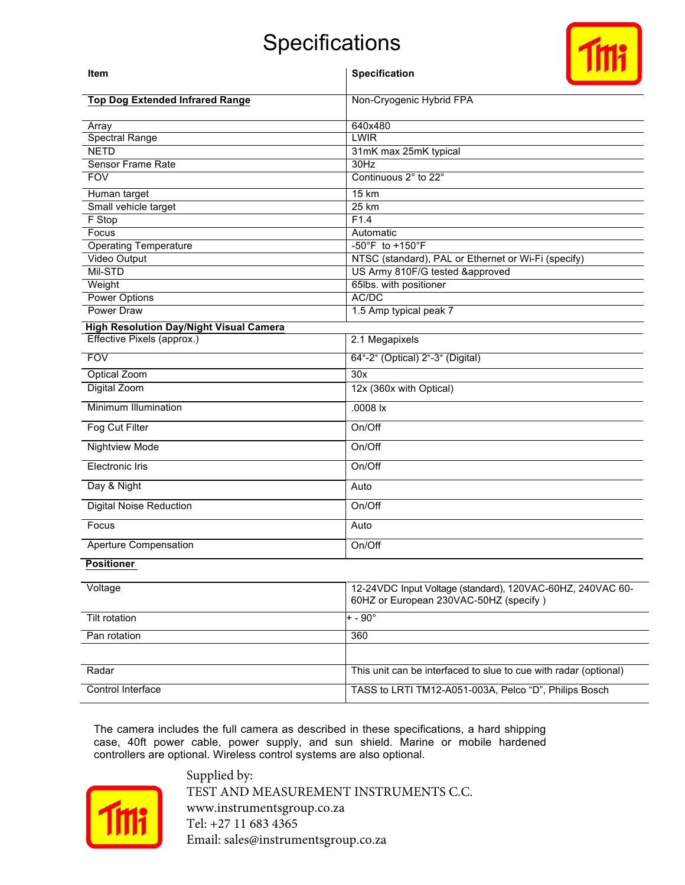# Specifications

| Item | Specification |
|---|---|
| **Top Dog Extended Infrared Range** | Non-Cryogenic Hybrid FPA |
| Array | 640x480 |
| Spectral Range | LWIR |
| NETD | 31mK max 25mK typical |
| Sensor Frame Rate | 30Hz |
| FOV | Continuous 2° to 22° |
| Human target | 15 km |
| Small vehicle target | 25 km |
| F Stop | F1.4 |
| Focus | Automatic |
| Operating Temperature | -50°F to +150°F |
| Video Output | NTSC (standard), PAL or Ethernet or Wi-Fi (specify) |
| Mil-STD | US Army 810F/G tested &approved |
| Weight | 65lbs. with positioner |
| Power Options | AC/DC |
| Power Draw | 1.5 Amp typical peak 7 |
| **High Resolution Day/Night Visual Camera** | |
| Effective Pixels (approx.) | 2.1 Megapixels |
| FOV | 64°-2° (Optical) 2°-3° (Digital) |
| Optical Zoom | 30x |
| Digital Zoom | 12x (360x with Optical) |
| Minimum Illumination | .0008 lx |
| Fog Cut Filter | On/Off |
| Nightview Mode | On/Off |
| Electronic Iris | On/Off |
| Day & Night | Auto |
| Digital Noise Reduction | On/Off |
| Focus | Auto |
| Aperture Compensation | On/Off |
| **Positioner** | |
| Voltage | 12-24VDC Input Voltage (standard), 120VAC-60HZ, 240VAC 60-60HZ or European 230VAC-50HZ (specify ) |
| Tilt rotation | + - 90° |
| Pan rotation | 360 |
| | |
| Radar | This unit can be interfaced to slue to cue with radar (optional) |
| Control Interface | TASS to LRTI TM12-A051-003A, Pelco "D", Philips Bosch |

The camera includes the full camera as described in these specifications, a hard shipping case, 40ft power cable, power supply, and sun shield. Marine or mobile hardened controllers are optional. Wireless control systems are also optional.

Supplied by:
TEST AND MEASUREMENT INSTRUMENTS C.C.
www.instrumentsgroup.co.za
Tel: +27 11 683 4365
Email: sales@instrumentsgroup.co.za